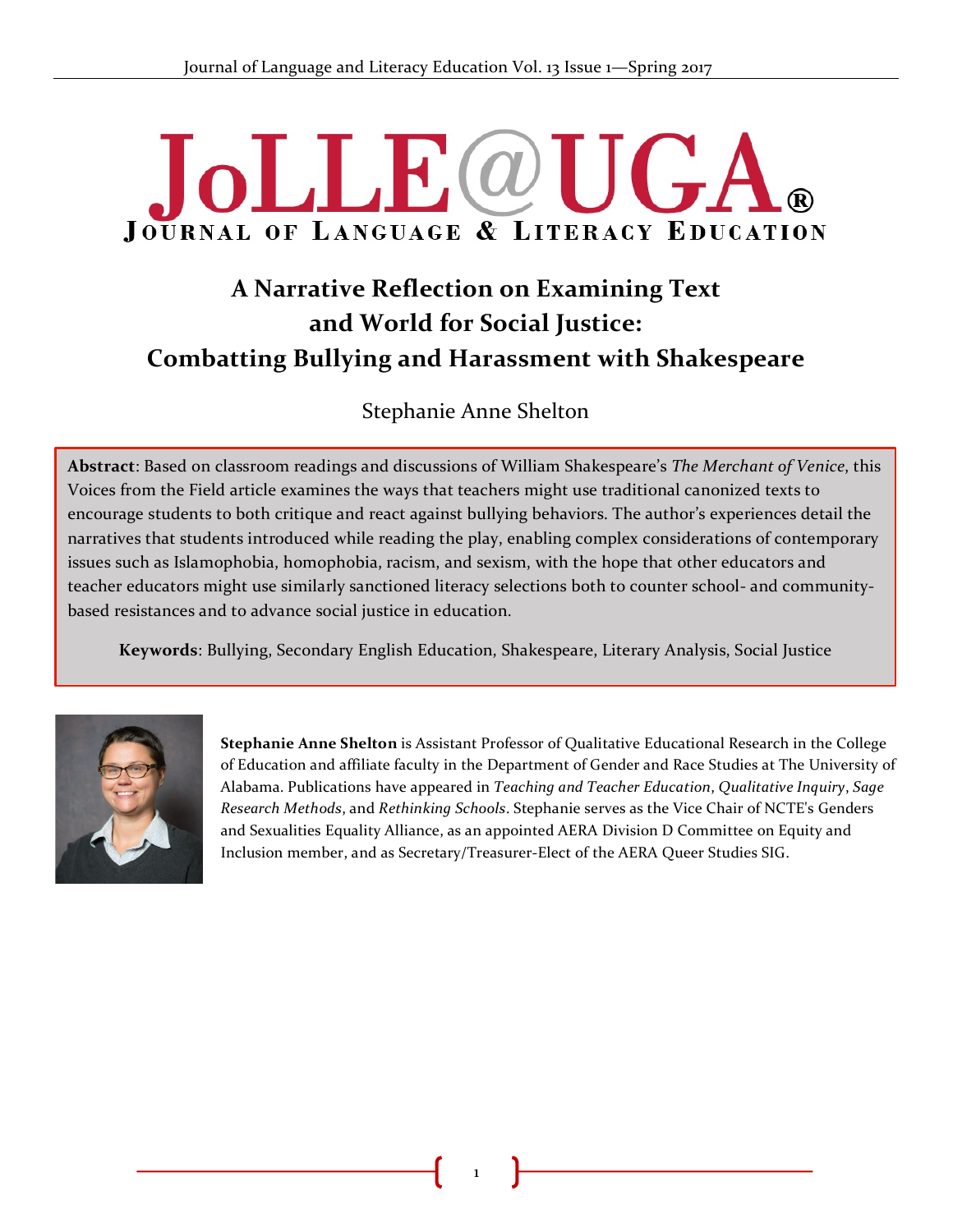# A Narrative Reflection on Examining Text and World for Social Justice: Combatting Bullying and Harassment with Shakespeare

Stephanie Anne Shelton

**Abstract**: Based on classroom readings and discussions of William Shakespeare's *The Merchant of Venice*, this Voices from the Field article examines the ways that teachers might use traditional canonized texts to encourage students to both critique and react against bullying behaviors. The author's experiences detail the narratives that students introduced while reading the play, enabling complex considerations of contemporary issues such as Islamophobia, homophobia, racism, and sexism, with the hope that other educators and teacher educators might use similarly sanctioned literacy selections both to counter school- and community-based resistances and to advance social justice in education.

**Keywords**: Bullying, Secondary English Education, Shakespeare, Literary Analysis, Social Justice

**Stephanie Anne Shelton** is Assistant Professor of Qualitative Educational Research in the College of Education and affiliate faculty in the Department of Gender and Race Studies at The University of Alabama. Publications have appeared in *Teaching and Teacher Education*, *Qualitative Inquiry*, *Sage Research Methods*, and *Rethinking Schools*. Stephanie serves as the Vice Chair of NCTE's Genders and Sexualities Equality Alliance, as an appointed AERA Division D Committee on Equity and Inclusion member, and as Secretary/Treasurer-Elect of the AERA Queer Studies SIG.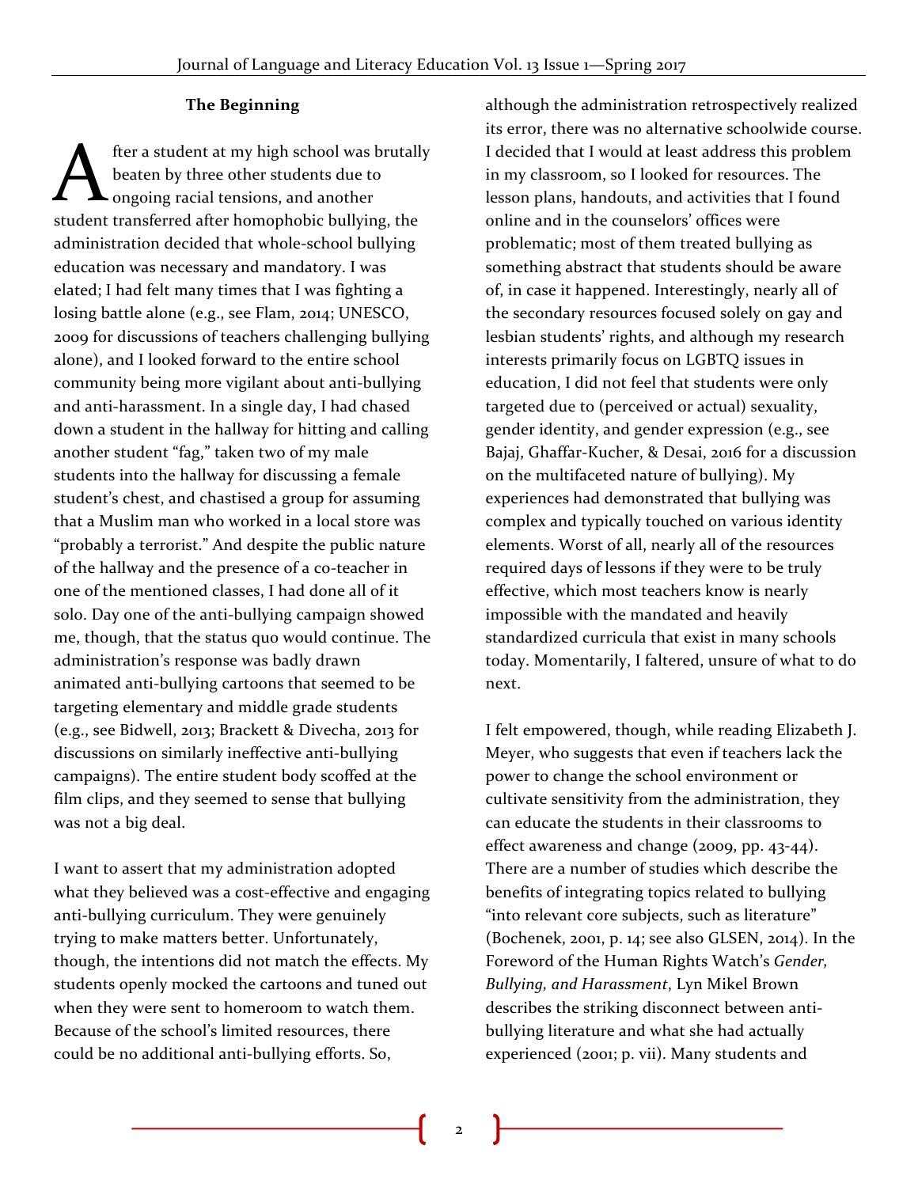## The Beginning

After a student at my high school was brutally beaten by three other students due to ongoing racial tensions, and another student transferred after homophobic bullying, the administration decided that whole-school bullying education was necessary and mandatory. I was elated; I had felt many times that I was fighting a losing battle alone (e.g., see Flam, 2014; UNESCO, 2009 for discussions of teachers challenging bullying alone), and I looked forward to the entire school community being more vigilant about anti-bullying and anti-harassment. In a single day, I had chased down a student in the hallway for hitting and calling another student "fag," taken two of my male students into the hallway for discussing a female student's chest, and chastised a group for assuming that a Muslim man who worked in a local store was "probably a terrorist." And despite the public nature of the hallway and the presence of a co-teacher in one of the mentioned classes, I had done all of it solo. Day one of the anti-bullying campaign showed me, though, that the status quo would continue. The administration's response was badly drawn animated anti-bullying cartoons that seemed to be targeting elementary and middle grade students (e.g., see Bidwell, 2013; Brackett & Divecha, 2013 for discussions on similarly ineffective anti-bullying campaigns). The entire student body scoffed at the film clips, and they seemed to sense that bullying was not a big deal.

I want to assert that my administration adopted what they believed was a cost-effective and engaging anti-bullying curriculum. They were genuinely trying to make matters better. Unfortunately, though, the intentions did not match the effects. My students openly mocked the cartoons and tuned out when they were sent to homeroom to watch them. Because of the school's limited resources, there could be no additional anti-bullying efforts. So, although the administration retrospectively realized its error, there was no alternative schoolwide course. I decided that I would at least address this problem in my classroom, so I looked for resources. The lesson plans, handouts, and activities that I found online and in the counselors' offices were problematic; most of them treated bullying as something abstract that students should be aware of, in case it happened. Interestingly, nearly all of the secondary resources focused solely on gay and lesbian students' rights, and although my research interests primarily focus on LGBTQ issues in education, I did not feel that students were only targeted due to (perceived or actual) sexuality, gender identity, and gender expression (e.g., see Bajaj, Ghaffar-Kucher, & Desai, 2016 for a discussion on the multifaceted nature of bullying). My experiences had demonstrated that bullying was complex and typically touched on various identity elements. Worst of all, nearly all of the resources required days of lessons if they were to be truly effective, which most teachers know is nearly impossible with the mandated and heavily standardized curricula that exist in many schools today. Momentarily, I faltered, unsure of what to do next.

I felt empowered, though, while reading Elizabeth J. Meyer, who suggests that even if teachers lack the power to change the school environment or cultivate sensitivity from the administration, they can educate the students in their classrooms to effect awareness and change (2009, pp. 43-44). There are a number of studies which describe the benefits of integrating topics related to bullying "into relevant core subjects, such as literature" (Bochenek, 2001, p. 14; see also GLSEN, 2014). In the Foreword of the Human Rights Watch's *Gender, Bullying, and Harassment*, Lyn Mikel Brown describes the striking disconnect between anti-bullying literature and what she had actually experienced (2001; p. vii). Many students and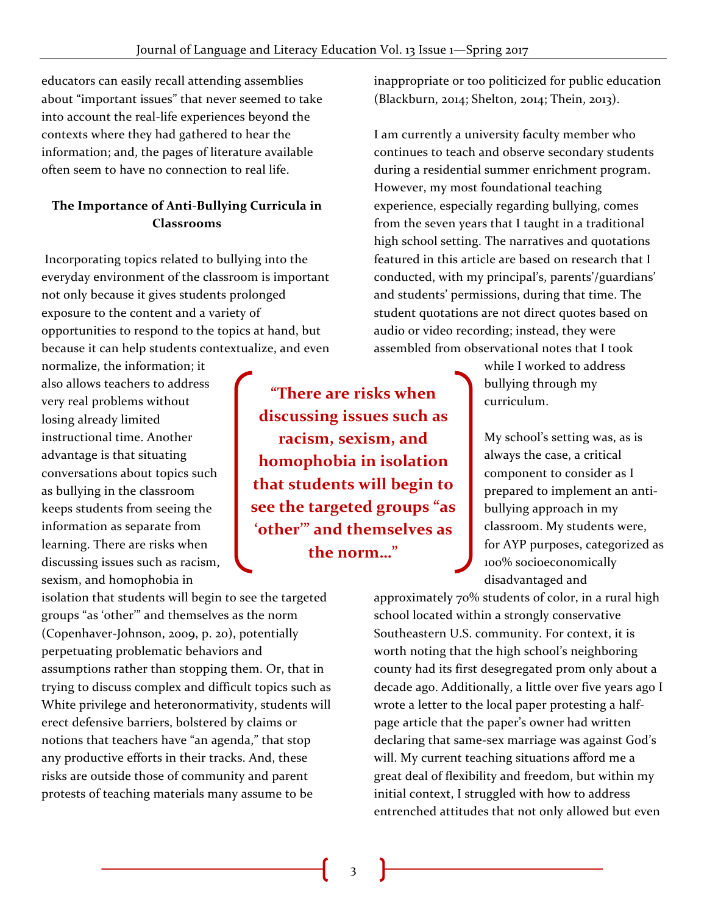educators can easily recall attending assemblies about "important issues" that never seemed to take into account the real-life experiences beyond the contexts where they had gathered to hear the information; and, the pages of literature available often seem to have no connection to real life.

## The Importance of Anti-Bullying Curricula in Classrooms

Incorporating topics related to bullying into the everyday environment of the classroom is important not only because it gives students prolonged exposure to the content and a variety of opportunities to respond to the topics at hand, but because it can help students contextualize, and even normalize, the information; it also allows teachers to address very real problems without losing already limited instructional time. Another advantage is that situating conversations about topics such as bullying in the classroom keeps students from seeing the information as separate from learning. There are risks when discussing issues such as racism, sexism, and homophobia in isolation that students will begin to see the targeted groups "as 'other'" and themselves as the norm (Copenhaver-Johnson, 2009, p. 20), potentially perpetuating problematic behaviors and assumptions rather than stopping them. Or, that in trying to discuss complex and difficult topics such as White privilege and heteronormativity, students will erect defensive barriers, bolstered by claims or notions that teachers have "an agenda," that stop any productive efforts in their tracks. And, these risks are outside those of community and parent protests of teaching materials many assume to be inappropriate or too politicized for public education (Blackburn, 2014; Shelton, 2014; Thein, 2013).

**"There are risks when discussing issues such as racism, sexism, and homophobia in isolation that students will begin to see the targeted groups "as 'other'" and themselves as the norm..."**

I am currently a university faculty member who continues to teach and observe secondary students during a residential summer enrichment program. However, my most foundational teaching experience, especially regarding bullying, comes from the seven years that I taught in a traditional high school setting. The narratives and quotations featured in this article are based on research that I conducted, with my principal's, parents'/guardians' and students' permissions, during that time. The student quotations are not direct quotes based on audio or video recording; instead, they were assembled from observational notes that I took while I worked to address bullying through my curriculum.

My school's setting was, as is always the case, a critical component to consider as I prepared to implement an anti-bullying approach in my classroom. My students were, for AYP purposes, categorized as 100% socioeconomically disadvantaged and approximately 70% students of color, in a rural high school located within a strongly conservative Southeastern U.S. community. For context, it is worth noting that the high school's neighboring county had its first desegregated prom only about a decade ago. Additionally, a little over five years ago I wrote a letter to the local paper protesting a half-page article that the paper's owner had written declaring that same-sex marriage was against God's will. My current teaching situations afford me a great deal of flexibility and freedom, but within my initial context, I struggled with how to address entrenched attitudes that not only allowed but even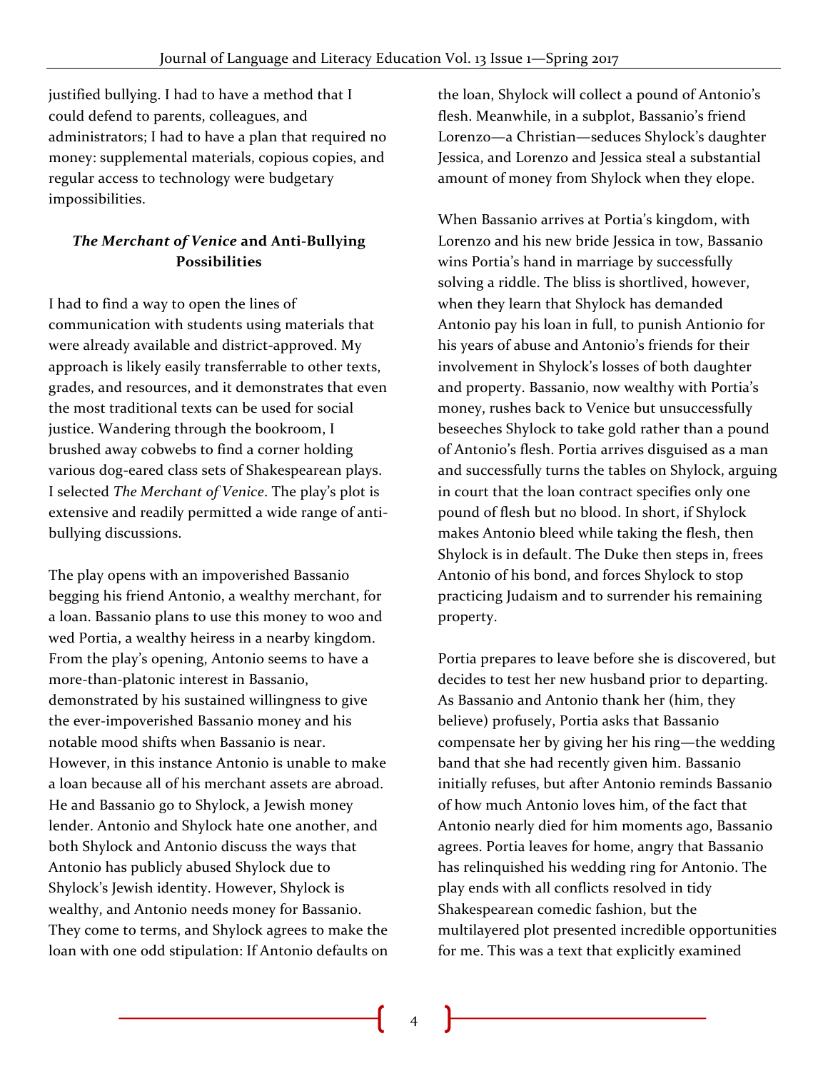justified bullying. I had to have a method that I could defend to parents, colleagues, and administrators; I had to have a plan that required no money: supplemental materials, copious copies, and regular access to technology were budgetary impossibilities.

### *The Merchant of Venice* and Anti-Bullying Possibilities

I had to find a way to open the lines of communication with students using materials that were already available and district-approved. My approach is likely easily transferrable to other texts, grades, and resources, and it demonstrates that even the most traditional texts can be used for social justice. Wandering through the bookroom, I brushed away cobwebs to find a corner holding various dog-eared class sets of Shakespearean plays. I selected *The Merchant of Venice*. The play's plot is extensive and readily permitted a wide range of anti-bullying discussions.

The play opens with an impoverished Bassanio begging his friend Antonio, a wealthy merchant, for a loan. Bassanio plans to use this money to woo and wed Portia, a wealthy heiress in a nearby kingdom. From the play's opening, Antonio seems to have a more-than-platonic interest in Bassanio, demonstrated by his sustained willingness to give the ever-impoverished Bassanio money and his notable mood shifts when Bassanio is near. However, in this instance Antonio is unable to make a loan because all of his merchant assets are abroad. He and Bassanio go to Shylock, a Jewish money lender. Antonio and Shylock hate one another, and both Shylock and Antonio discuss the ways that Antonio has publicly abused Shylock due to Shylock's Jewish identity. However, Shylock is wealthy, and Antonio needs money for Bassanio. They come to terms, and Shylock agrees to make the loan with one odd stipulation: If Antonio defaults on the loan, Shylock will collect a pound of Antonio's flesh. Meanwhile, in a subplot, Bassanio's friend Lorenzo—a Christian—seduces Shylock's daughter Jessica, and Lorenzo and Jessica steal a substantial amount of money from Shylock when they elope.

When Bassanio arrives at Portia's kingdom, with Lorenzo and his new bride Jessica in tow, Bassanio wins Portia's hand in marriage by successfully solving a riddle. The bliss is shortlived, however, when they learn that Shylock has demanded Antonio pay his loan in full, to punish Antionio for his years of abuse and Antonio's friends for their involvement in Shylock's losses of both daughter and property. Bassanio, now wealthy with Portia's money, rushes back to Venice but unsuccessfully beseeches Shylock to take gold rather than a pound of Antonio's flesh. Portia arrives disguised as a man and successfully turns the tables on Shylock, arguing in court that the loan contract specifies only one pound of flesh but no blood. In short, if Shylock makes Antonio bleed while taking the flesh, then Shylock is in default. The Duke then steps in, frees Antonio of his bond, and forces Shylock to stop practicing Judaism and to surrender his remaining property.

Portia prepares to leave before she is discovered, but decides to test her new husband prior to departing. As Bassanio and Antonio thank her (him, they believe) profusely, Portia asks that Bassanio compensate her by giving her his ring—the wedding band that she had recently given him. Bassanio initially refuses, but after Antonio reminds Bassanio of how much Antonio loves him, of the fact that Antonio nearly died for him moments ago, Bassanio agrees. Portia leaves for home, angry that Bassanio has relinquished his wedding ring for Antonio. The play ends with all conflicts resolved in tidy Shakespearean comedic fashion, but the multilayered plot presented incredible opportunities for me. This was a text that explicitly examined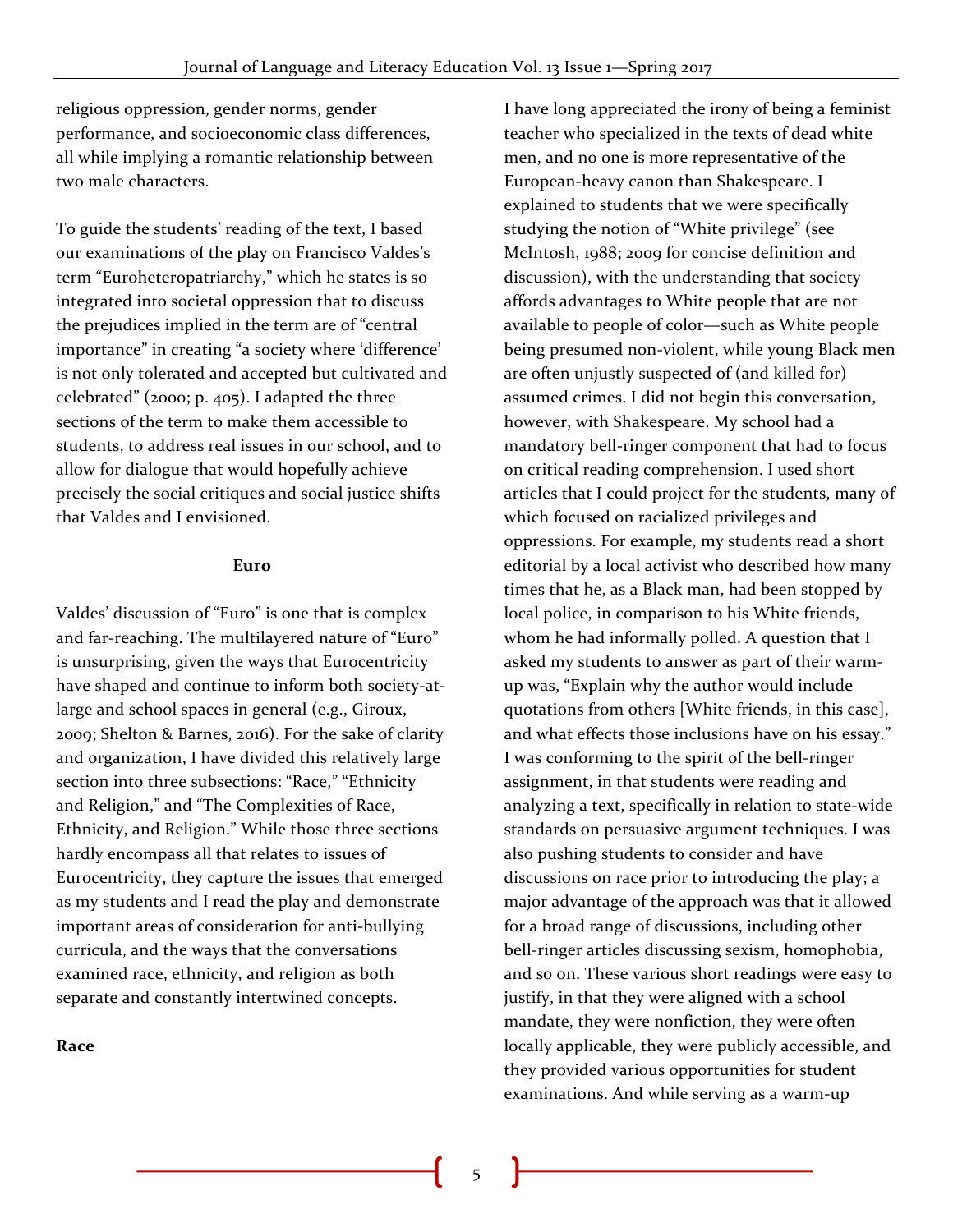religious oppression, gender norms, gender performance, and socioeconomic class differences, all while implying a romantic relationship between two male characters.

To guide the students' reading of the text, I based our examinations of the play on Francisco Valdes's term "Euroheteropatriarchy," which he states is so integrated into societal oppression that to discuss the prejudices implied in the term are of "central importance" in creating "a society where 'difference' is not only tolerated and accepted but cultivated and celebrated" (2000; p. 405). I adapted the three sections of the term to make them accessible to students, to address real issues in our school, and to allow for dialogue that would hopefully achieve precisely the social critiques and social justice shifts that Valdes and I envisioned.

## Euro

Valdes' discussion of "Euro" is one that is complex and far-reaching. The multilayered nature of "Euro" is unsurprising, given the ways that Eurocentricity have shaped and continue to inform both society-at-large and school spaces in general (e.g., Giroux, 2009; Shelton & Barnes, 2016). For the sake of clarity and organization, I have divided this relatively large section into three subsections: "Race," "Ethnicity and Religion," and "The Complexities of Race, Ethnicity, and Religion." While those three sections hardly encompass all that relates to issues of Eurocentricity, they capture the issues that emerged as my students and I read the play and demonstrate important areas of consideration for anti-bullying curricula, and the ways that the conversations examined race, ethnicity, and religion as both separate and constantly intertwined concepts.

### Race

I have long appreciated the irony of being a feminist teacher who specialized in the texts of dead white men, and no one is more representative of the European-heavy canon than Shakespeare. I explained to students that we were specifically studying the notion of "White privilege" (see McIntosh, 1988; 2009 for concise definition and discussion), with the understanding that society affords advantages to White people that are not available to people of color—such as White people being presumed non-violent, while young Black men are often unjustly suspected of (and killed for) assumed crimes. I did not begin this conversation, however, with Shakespeare. My school had a mandatory bell-ringer component that had to focus on critical reading comprehension. I used short articles that I could project for the students, many of which focused on racialized privileges and oppressions. For example, my students read a short editorial by a local activist who described how many times that he, as a Black man, had been stopped by local police, in comparison to his White friends, whom he had informally polled. A question that I asked my students to answer as part of their warm-up was, "Explain why the author would include quotations from others [White friends, in this case], and what effects those inclusions have on his essay." I was conforming to the spirit of the bell-ringer assignment, in that students were reading and analyzing a text, specifically in relation to state-wide standards on persuasive argument techniques. I was also pushing students to consider and have discussions on race prior to introducing the play; a major advantage of the approach was that it allowed for a broad range of discussions, including other bell-ringer articles discussing sexism, homophobia, and so on. These various short readings were easy to justify, in that they were aligned with a school mandate, they were nonfiction, they were often locally applicable, they were publicly accessible, and they provided various opportunities for student examinations. And while serving as a warm-up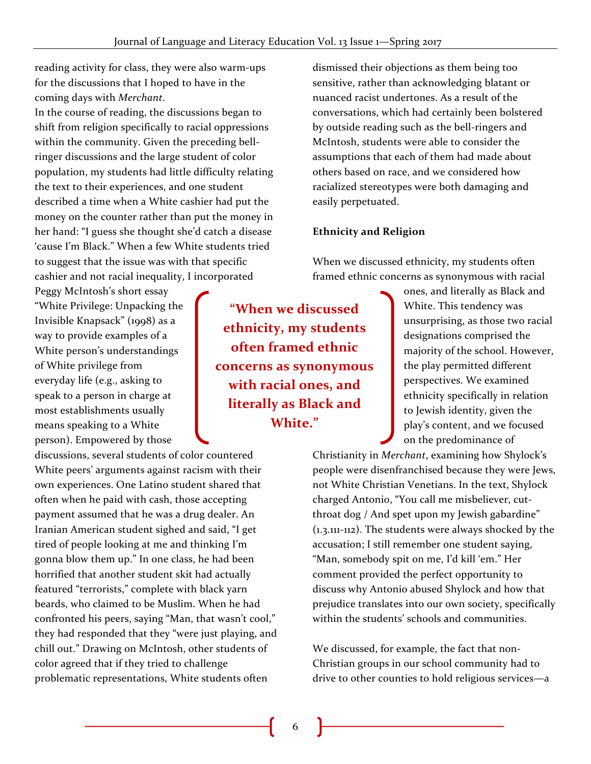reading activity for class, they were also warm-ups for the discussions that I hoped to have in the coming days with *Merchant*.

In the course of reading, the discussions began to shift from religion specifically to racial oppressions within the community. Given the preceding bell-ringer discussions and the large student of color population, my students had little difficulty relating the text to their experiences, and one student described a time when a White cashier had put the money on the counter rather than put the money in her hand: "I guess she thought she'd catch a disease 'cause I'm Black." When a few White students tried to suggest that the issue was with that specific cashier and not racial inequality, I incorporated Peggy McIntosh's short essay "White Privilege: Unpacking the Invisible Knapsack" (1998) as a way to provide examples of a White person's understandings of White privilege from everyday life (e.g., asking to speak to a person in charge at most establishments usually means speaking to a White person). Empowered by those discussions, several students of color countered White peers' arguments against racism with their own experiences. One Latino student shared that often when he paid with cash, those accepting payment assumed that he was a drug dealer. An Iranian American student sighed and said, "I get tired of people looking at me and thinking I'm gonna blow them up." In one class, he had been horrified that another student skit had actually featured "terrorists," complete with black yarn beards, who claimed to be Muslim. When he had confronted his peers, saying "Man, that wasn't cool," they had responded that they "were just playing, and chill out." Drawing on McIntosh, other students of color agreed that if they tried to challenge problematic representations, White students often dismissed their objections as them being too sensitive, rather than acknowledging blatant or nuanced racist undertones. As a result of the conversations, which had certainly been bolstered by outside reading such as the bell-ringers and McIntosh, students were able to consider the assumptions that each of them had made about others based on race, and we considered how racialized stereotypes were both damaging and easily perpetuated.

**Ethnicity and Religion**

When we discussed ethnicity, my students often framed ethnic concerns as synonymous with racial ones, and literally as Black and White. This tendency was unsurprising, as those two racial designations comprised the majority of the school. However, the play permitted different perspectives. We examined ethnicity specifically in relation to Jewish identity, given the play's content, and we focused on the predominance of Christianity in *Merchant*, examining how Shylock's people were disenfranchised because they were Jews, not White Christian Venetians. In the text, Shylock charged Antonio, "You call me misbeliever, cut-throat dog / And spet upon my Jewish gabardine" (1.3.111-112). The students were always shocked by the accusation; I still remember one student saying, "Man, somebody spit on me, I'd kill 'em." Her comment provided the perfect opportunity to discuss why Antonio abused Shylock and how that prejudice translates into our own society, specifically within the students' schools and communities.

**"When we discussed ethnicity, my students often framed ethnic concerns as synonymous with racial ones, and literally as Black and White."**

We discussed, for example, the fact that non-Christian groups in our school community had to drive to other counties to hold religious services—a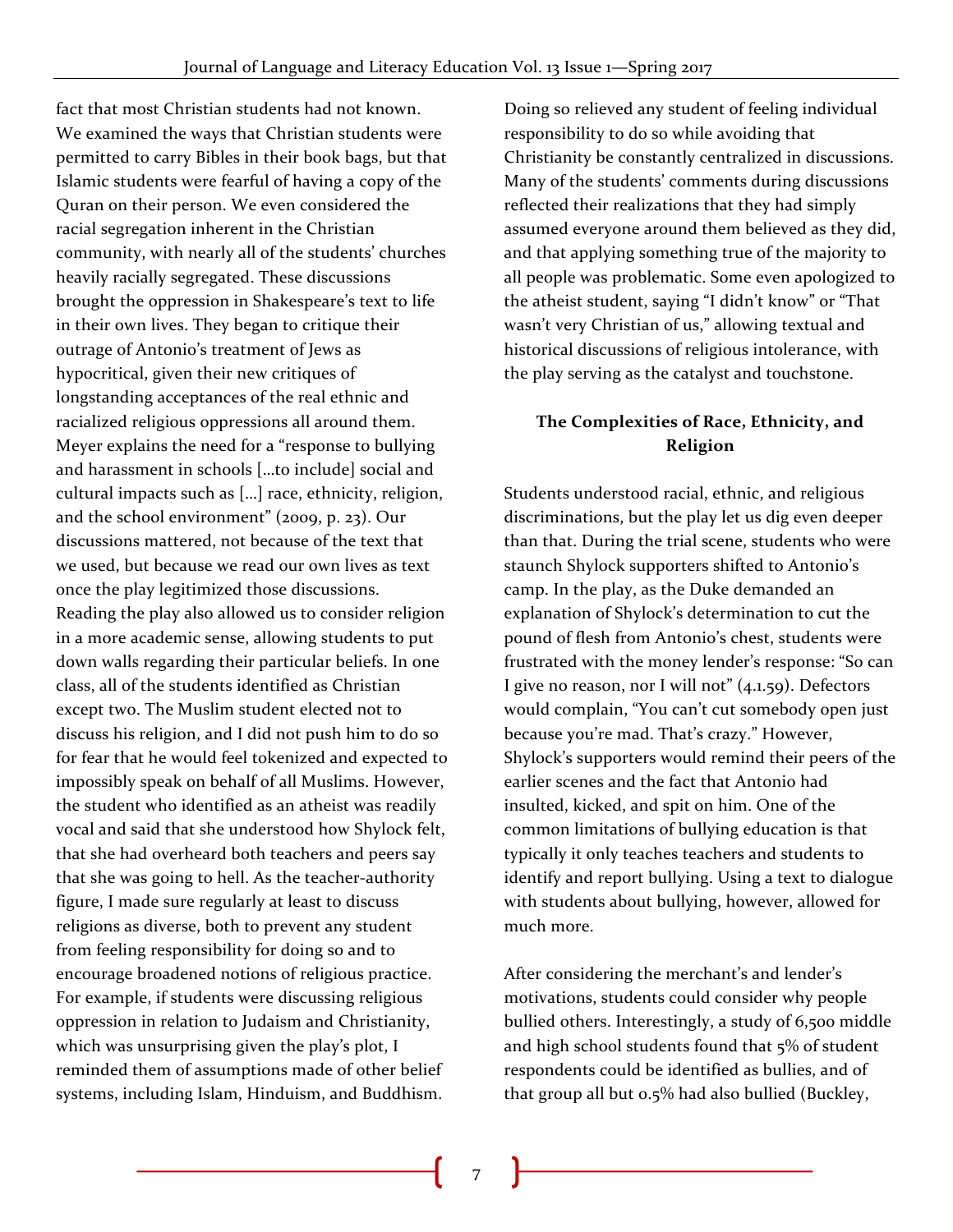fact that most Christian students had not known. We examined the ways that Christian students were permitted to carry Bibles in their book bags, but that Islamic students were fearful of having a copy of the Quran on their person. We even considered the racial segregation inherent in the Christian community, with nearly all of the students' churches heavily racially segregated. These discussions brought the oppression in Shakespeare's text to life in their own lives. They began to critique their outrage of Antonio's treatment of Jews as hypocritical, given their new critiques of longstanding acceptances of the real ethnic and racialized religious oppressions all around them. Meyer explains the need for a "response to bullying and harassment in schools […to include] social and cultural impacts such as […] race, ethnicity, religion, and the school environment" (2009, p. 23). Our discussions mattered, not because of the text that we used, but because we read our own lives as text once the play legitimized those discussions.

Reading the play also allowed us to consider religion in a more academic sense, allowing students to put down walls regarding their particular beliefs. In one class, all of the students identified as Christian except two. The Muslim student elected not to discuss his religion, and I did not push him to do so for fear that he would feel tokenized and expected to impossibly speak on behalf of all Muslims. However, the student who identified as an atheist was readily vocal and said that she understood how Shylock felt, that she had overheard both teachers and peers say that she was going to hell. As the teacher-authority figure, I made sure regularly at least to discuss religions as diverse, both to prevent any student from feeling responsibility for doing so and to encourage broadened notions of religious practice. For example, if students were discussing religious oppression in relation to Judaism and Christianity, which was unsurprising given the play's plot, I reminded them of assumptions made of other belief systems, including Islam, Hinduism, and Buddhism. Doing so relieved any student of feeling individual responsibility to do so while avoiding that Christianity be constantly centralized in discussions. Many of the students' comments during discussions reflected their realizations that they had simply assumed everyone around them believed as they did, and that applying something true of the majority to all people was problematic. Some even apologized to the atheist student, saying "I didn't know" or "That wasn't very Christian of us," allowing textual and historical discussions of religious intolerance, with the play serving as the catalyst and touchstone.

### The Complexities of Race, Ethnicity, and Religion

Students understood racial, ethnic, and religious discriminations, but the play let us dig even deeper than that. During the trial scene, students who were staunch Shylock supporters shifted to Antonio's camp. In the play, as the Duke demanded an explanation of Shylock's determination to cut the pound of flesh from Antonio's chest, students were frustrated with the money lender's response: "So can I give no reason, nor I will not" (4.1.59). Defectors would complain, "You can't cut somebody open just because you're mad. That's crazy." However, Shylock's supporters would remind their peers of the earlier scenes and the fact that Antonio had insulted, kicked, and spit on him. One of the common limitations of bullying education is that typically it only teaches teachers and students to identify and report bullying. Using a text to dialogue with students about bullying, however, allowed for much more.

After considering the merchant's and lender's motivations, students could consider why people bullied others. Interestingly, a study of 6,500 middle and high school students found that 5% of student respondents could be identified as bullies, and of that group all but 0.5% had also bullied (Buckley,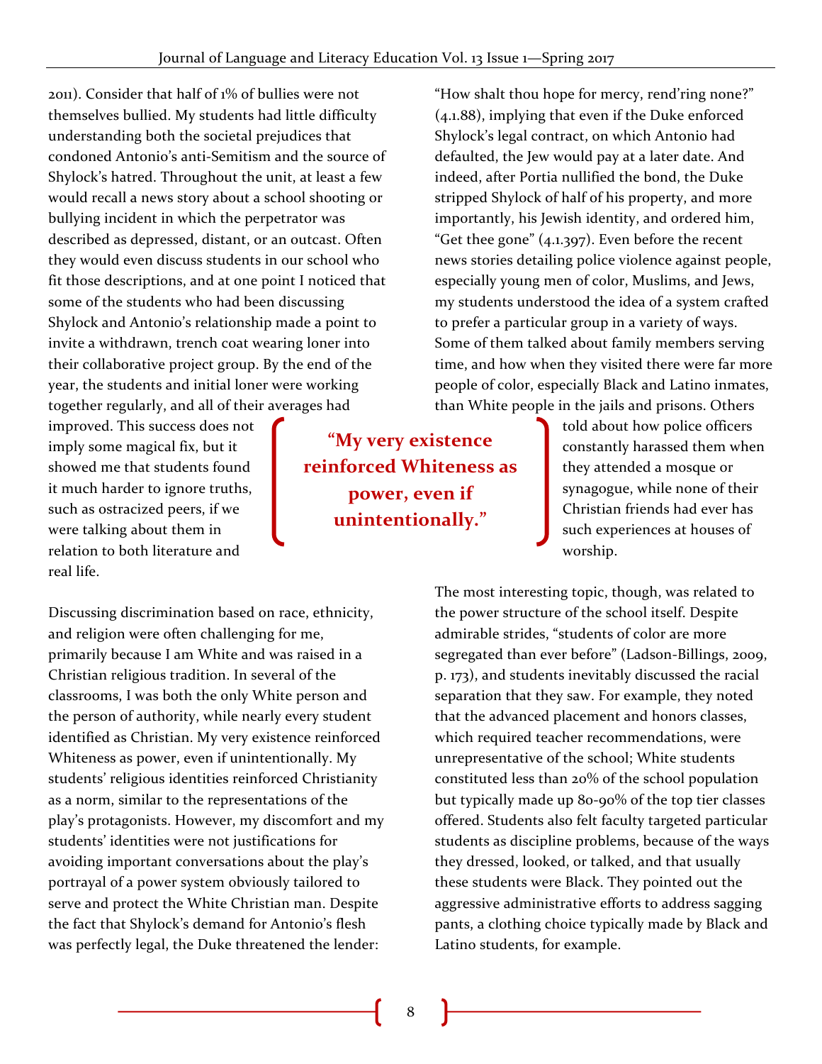2011). Consider that half of 1% of bullies were not themselves bullied. My students had little difficulty understanding both the societal prejudices that condoned Antonio's anti-Semitism and the source of Shylock's hatred. Throughout the unit, at least a few would recall a news story about a school shooting or bullying incident in which the perpetrator was described as depressed, distant, or an outcast. Often they would even discuss students in our school who fit those descriptions, and at one point I noticed that some of the students who had been discussing Shylock and Antonio's relationship made a point to invite a withdrawn, trench coat wearing loner into their collaborative project group. By the end of the year, the students and initial loner were working together regularly, and all of their averages had improved. This success does not imply some magical fix, but it showed me that students found it much harder to ignore truths, such as ostracized peers, if we were talking about them in relation to both literature and real life.

> **"My very existence reinforced Whiteness as power, even if unintentionally."**

Discussing discrimination based on race, ethnicity, and religion were often challenging for me, primarily because I am White and was raised in a Christian religious tradition. In several of the classrooms, I was both the only White person and the person of authority, while nearly every student identified as Christian. My very existence reinforced Whiteness as power, even if unintentionally. My students' religious identities reinforced Christianity as a norm, similar to the representations of the play's protagonists. However, my discomfort and my students' identities were not justifications for avoiding important conversations about the play's portrayal of a power system obviously tailored to serve and protect the White Christian man. Despite the fact that Shylock's demand for Antonio's flesh was perfectly legal, the Duke threatened the lender: "How shalt thou hope for mercy, rend'ring none?" (4.1.88), implying that even if the Duke enforced Shylock's legal contract, on which Antonio had defaulted, the Jew would pay at a later date. And indeed, after Portia nullified the bond, the Duke stripped Shylock of half of his property, and more importantly, his Jewish identity, and ordered him, "Get thee gone" (4.1.397). Even before the recent news stories detailing police violence against people, especially young men of color, Muslims, and Jews, my students understood the idea of a system crafted to prefer a particular group in a variety of ways. Some of them talked about family members serving time, and how when they visited there were far more people of color, especially Black and Latino inmates, than White people in the jails and prisons. Others told about how police officers constantly harassed them when they attended a mosque or synagogue, while none of their Christian friends had ever has such experiences at houses of worship.

The most interesting topic, though, was related to the power structure of the school itself. Despite admirable strides, "students of color are more segregated than ever before" (Ladson-Billings, 2009, p. 173), and students inevitably discussed the racial separation that they saw. For example, they noted that the advanced placement and honors classes, which required teacher recommendations, were unrepresentative of the school; White students constituted less than 20% of the school population but typically made up 80-90% of the top tier classes offered. Students also felt faculty targeted particular students as discipline problems, because of the ways they dressed, looked, or talked, and that usually these students were Black. They pointed out the aggressive administrative efforts to address sagging pants, a clothing choice typically made by Black and Latino students, for example.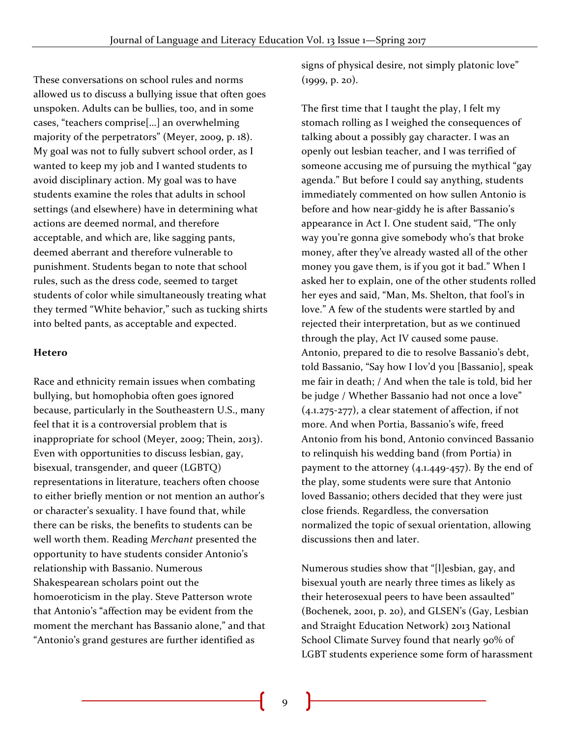These conversations on school rules and norms allowed us to discuss a bullying issue that often goes unspoken. Adults can be bullies, too, and in some cases, "teachers comprise[…] an overwhelming majority of the perpetrators" (Meyer, 2009, p. 18). My goal was not to fully subvert school order, as I wanted to keep my job and I wanted students to avoid disciplinary action. My goal was to have students examine the roles that adults in school settings (and elsewhere) have in determining what actions are deemed normal, and therefore acceptable, and which are, like sagging pants, deemed aberrant and therefore vulnerable to punishment. Students began to note that school rules, such as the dress code, seemed to target students of color while simultaneously treating what they termed "White behavior," such as tucking shirts into belted pants, as acceptable and expected.

**Hetero**

Race and ethnicity remain issues when combating bullying, but homophobia often goes ignored because, particularly in the Southeastern U.S., many feel that it is a controversial problem that is inappropriate for school (Meyer, 2009; Thein, 2013). Even with opportunities to discuss lesbian, gay, bisexual, transgender, and queer (LGBTQ) representations in literature, teachers often choose to either briefly mention or not mention an author's or character's sexuality. I have found that, while there can be risks, the benefits to students can be well worth them. Reading *Merchant* presented the opportunity to have students consider Antonio's relationship with Bassanio. Numerous Shakespearean scholars point out the homoeroticism in the play. Steve Patterson wrote that Antonio's "affection may be evident from the moment the merchant has Bassanio alone," and that "Antonio's grand gestures are further identified as signs of physical desire, not simply platonic love" (1999, p. 20).

The first time that I taught the play, I felt my stomach rolling as I weighed the consequences of talking about a possibly gay character. I was an openly out lesbian teacher, and I was terrified of someone accusing me of pursuing the mythical "gay agenda." But before I could say anything, students immediately commented on how sullen Antonio is before and how near-giddy he is after Bassanio's appearance in Act I. One student said, "The only way you're gonna give somebody who's that broke money, after they've already wasted all of the other money you gave them, is if you got it bad." When I asked her to explain, one of the other students rolled her eyes and said, "Man, Ms. Shelton, that fool's in love." A few of the students were startled by and rejected their interpretation, but as we continued through the play, Act IV caused some pause. Antonio, prepared to die to resolve Bassanio's debt, told Bassanio, "Say how I lov'd you [Bassanio], speak me fair in death; / And when the tale is told, bid her be judge / Whether Bassanio had not once a love" (4.1.275-277), a clear statement of affection, if not more. And when Portia, Bassanio's wife, freed Antonio from his bond, Antonio convinced Bassanio to relinquish his wedding band (from Portia) in payment to the attorney (4.1.449-457). By the end of the play, some students were sure that Antonio loved Bassanio; others decided that they were just close friends. Regardless, the conversation normalized the topic of sexual orientation, allowing discussions then and later.

Numerous studies show that "[l]esbian, gay, and bisexual youth are nearly three times as likely as their heterosexual peers to have been assaulted" (Bochenek, 2001, p. 20), and GLSEN's (Gay, Lesbian and Straight Education Network) 2013 National School Climate Survey found that nearly 90% of LGBT students experience some form of harassment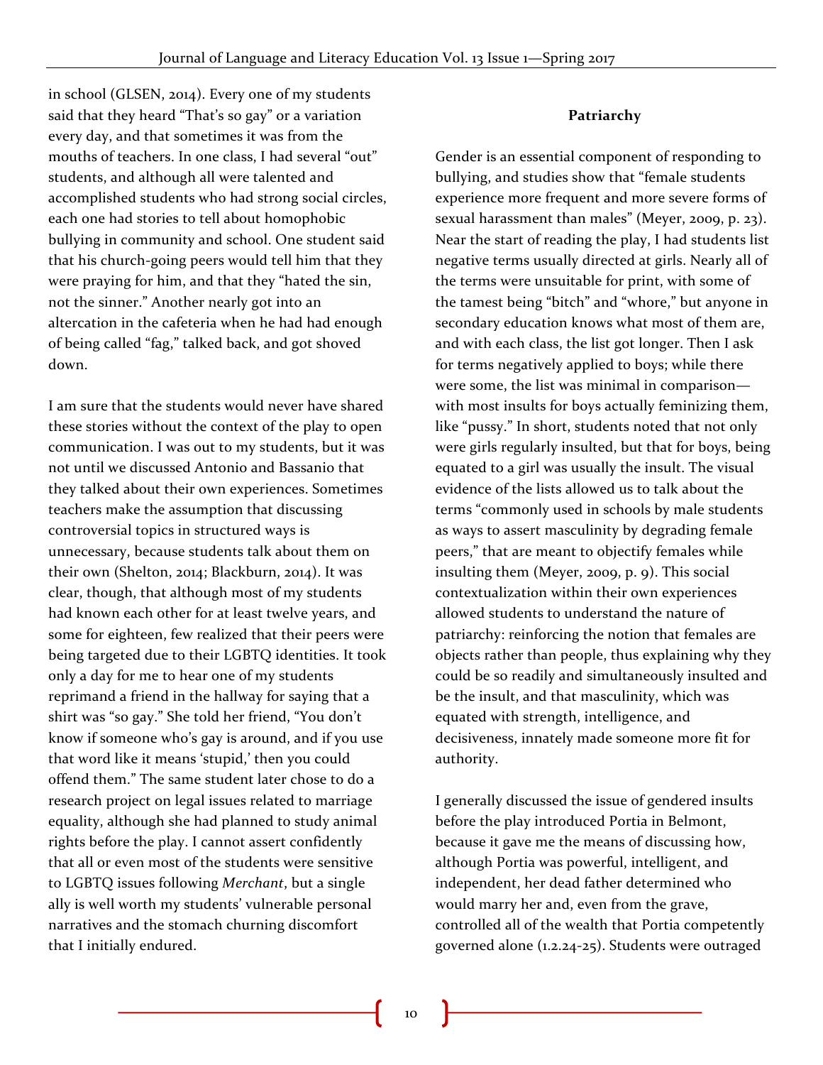in school (GLSEN, 2014). Every one of my students said that they heard "That's so gay" or a variation every day, and that sometimes it was from the mouths of teachers. In one class, I had several "out" students, and although all were talented and accomplished students who had strong social circles, each one had stories to tell about homophobic bullying in community and school. One student said that his church-going peers would tell him that they were praying for him, and that they "hated the sin, not the sinner." Another nearly got into an altercation in the cafeteria when he had had enough of being called "fag," talked back, and got shoved down.

I am sure that the students would never have shared these stories without the context of the play to open communication. I was out to my students, but it was not until we discussed Antonio and Bassanio that they talked about their own experiences. Sometimes teachers make the assumption that discussing controversial topics in structured ways is unnecessary, because students talk about them on their own (Shelton, 2014; Blackburn, 2014). It was clear, though, that although most of my students had known each other for at least twelve years, and some for eighteen, few realized that their peers were being targeted due to their LGBTQ identities. It took only a day for me to hear one of my students reprimand a friend in the hallway for saying that a shirt was "so gay." She told her friend, "You don't know if someone who's gay is around, and if you use that word like it means 'stupid,' then you could offend them." The same student later chose to do a research project on legal issues related to marriage equality, although she had planned to study animal rights before the play. I cannot assert confidently that all or even most of the students were sensitive to LGBTQ issues following *Merchant*, but a single ally is well worth my students' vulnerable personal narratives and the stomach churning discomfort that I initially endured.

**Patriarchy**

Gender is an essential component of responding to bullying, and studies show that "female students experience more frequent and more severe forms of sexual harassment than males" (Meyer, 2009, p. 23). Near the start of reading the play, I had students list negative terms usually directed at girls. Nearly all of the terms were unsuitable for print, with some of the tamest being "bitch" and "whore," but anyone in secondary education knows what most of them are, and with each class, the list got longer. Then I ask for terms negatively applied to boys; while there were some, the list was minimal in comparison—with most insults for boys actually feminizing them, like "pussy." In short, students noted that not only were girls regularly insulted, but that for boys, being equated to a girl was usually the insult. The visual evidence of the lists allowed us to talk about the terms "commonly used in schools by male students as ways to assert masculinity by degrading female peers," that are meant to objectify females while insulting them (Meyer, 2009, p. 9). This social contextualization within their own experiences allowed students to understand the nature of patriarchy: reinforcing the notion that females are objects rather than people, thus explaining why they could be so readily and simultaneously insulted and be the insult, and that masculinity, which was equated with strength, intelligence, and decisiveness, innately made someone more fit for authority.

I generally discussed the issue of gendered insults before the play introduced Portia in Belmont, because it gave me the means of discussing how, although Portia was powerful, intelligent, and independent, her dead father determined who would marry her and, even from the grave, controlled all of the wealth that Portia competently governed alone (1.2.24-25). Students were outraged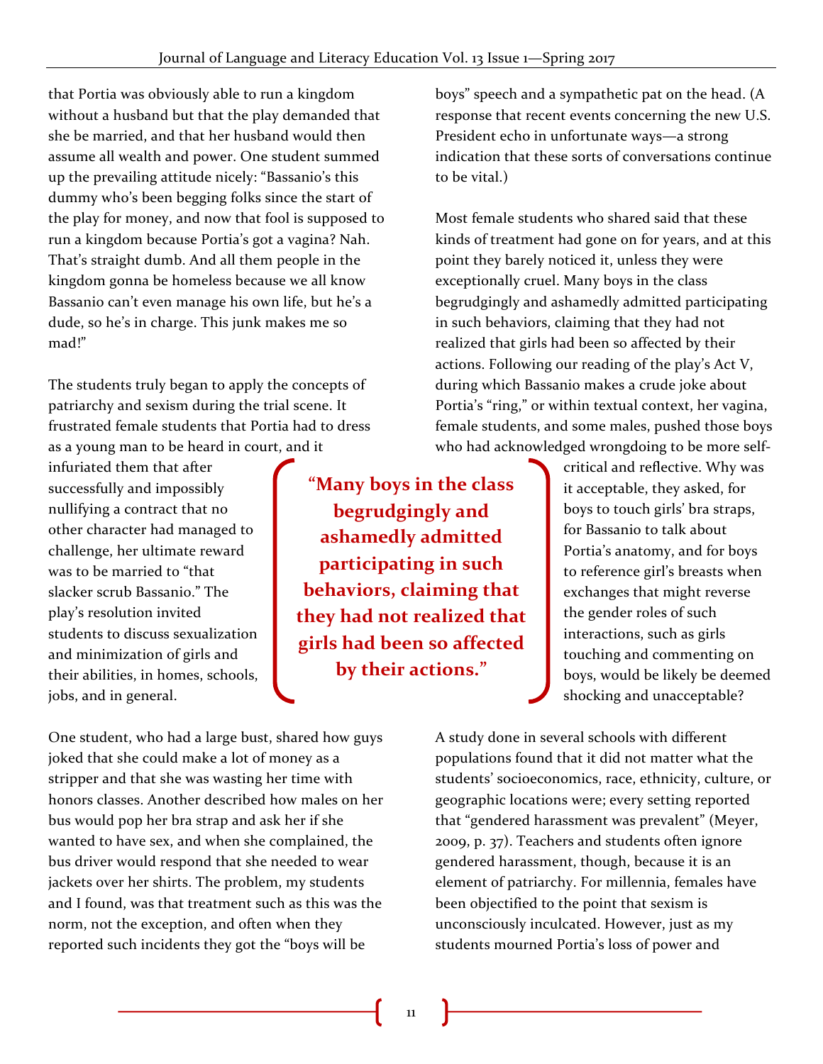that Portia was obviously able to run a kingdom without a husband but that the play demanded that she be married, and that her husband would then assume all wealth and power. One student summed up the prevailing attitude nicely: "Bassanio's this dummy who's been begging folks since the start of the play for money, and now that fool is supposed to run a kingdom because Portia's got a vagina? Nah. That's straight dumb. And all them people in the kingdom gonna be homeless because we all know Bassanio can't even manage his own life, but he's a dude, so he's in charge. This junk makes me so mad!"

The students truly began to apply the concepts of patriarchy and sexism during the trial scene. It frustrated female students that Portia had to dress as a young man to be heard in court, and it infuriated them that after successfully and impossibly nullifying a contract that no other character had managed to challenge, her ultimate reward was to be married to "that slacker scrub Bassanio." The play's resolution invited students to discuss sexualization and minimization of girls and their abilities, in homes, schools, jobs, and in general.

One student, who had a large bust, shared how guys joked that she could make a lot of money as a stripper and that she was wasting her time with honors classes. Another described how males on her bus would pop her bra strap and ask her if she wanted to have sex, and when she complained, the bus driver would respond that she needed to wear jackets over her shirts. The problem, my students and I found, was that treatment such as this was the norm, not the exception, and often when they reported such incidents they got the "boys will be boys" speech and a sympathetic pat on the head. (A response that recent events concerning the new U.S. President echo in unfortunate ways—a strong indication that these sorts of conversations continue to be vital.)

Most female students who shared said that these kinds of treatment had gone on for years, and at this point they barely noticed it, unless they were exceptionally cruel. Many boys in the class begrudgingly and ashamedly admitted participating in such behaviors, claiming that they had not realized that girls had been so affected by their actions. Following our reading of the play's Act V, during which Bassanio makes a crude joke about Portia's "ring," or within textual context, her vagina, female students, and some males, pushed those boys who had acknowledged wrongdoing to be more self-critical and reflective. Why was it acceptable, they asked, for boys to touch girls' bra straps, for Bassanio to talk about Portia's anatomy, and for boys to reference girl's breasts when exchanges that might reverse the gender roles of such interactions, such as girls touching and commenting on boys, would be likely be deemed shocking and unacceptable?

> **"Many boys in the class begrudgingly and ashamedly admitted participating in such behaviors, claiming that they had not realized that girls had been so affected by their actions."**

A study done in several schools with different populations found that it did not matter what the students' socioeconomics, race, ethnicity, culture, or geographic locations were; every setting reported that "gendered harassment was prevalent" (Meyer, 2009, p. 37). Teachers and students often ignore gendered harassment, though, because it is an element of patriarchy. For millennia, females have been objectified to the point that sexism is unconsciously inculcated. However, just as my students mourned Portia's loss of power and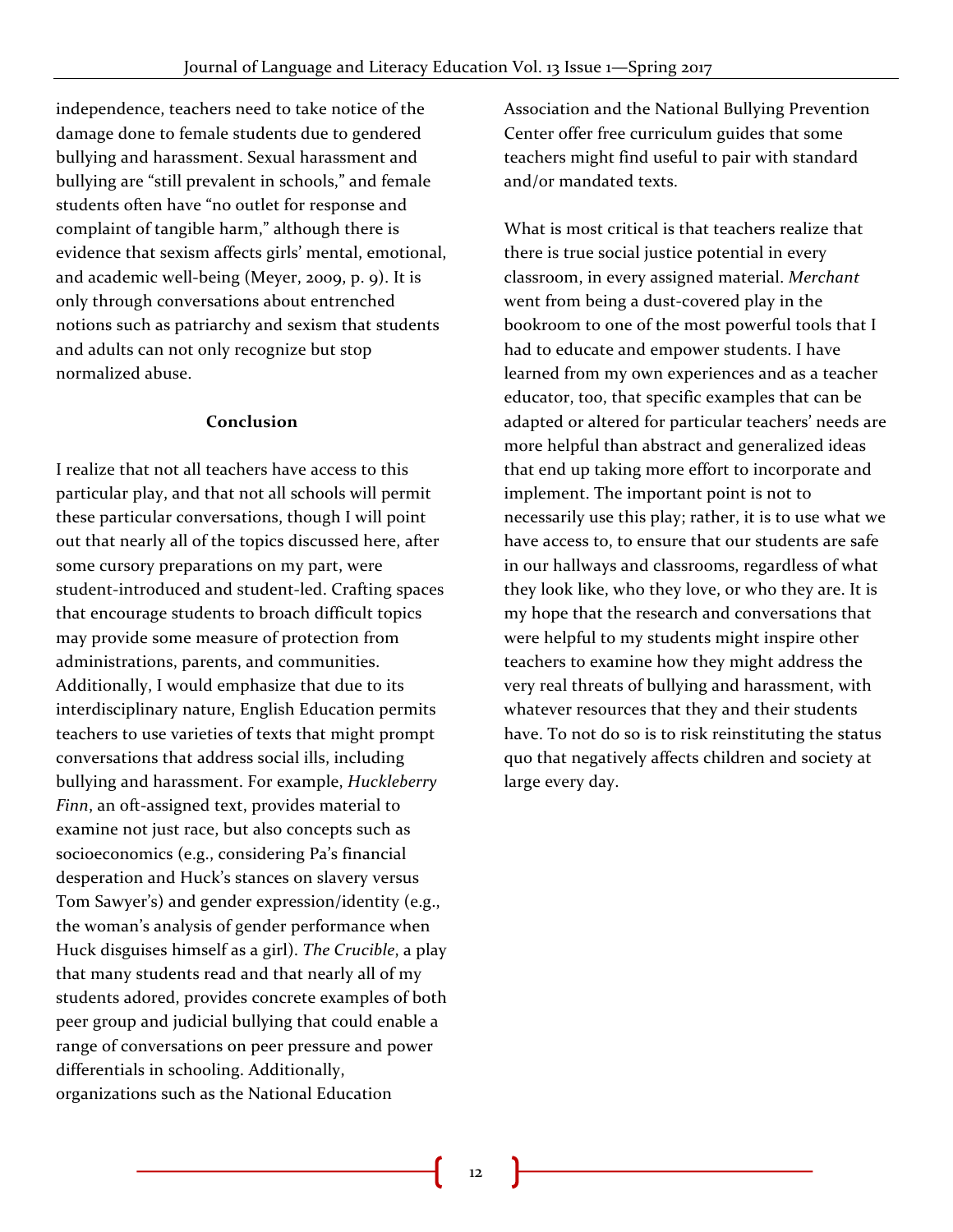independence, teachers need to take notice of the damage done to female students due to gendered bullying and harassment. Sexual harassment and bullying are "still prevalent in schools," and female students often have "no outlet for response and complaint of tangible harm," although there is evidence that sexism affects girls' mental, emotional, and academic well-being (Meyer, 2009, p. 9). It is only through conversations about entrenched notions such as patriarchy and sexism that students and adults can not only recognize but stop normalized abuse.

## Conclusion

I realize that not all teachers have access to this particular play, and that not all schools will permit these particular conversations, though I will point out that nearly all of the topics discussed here, after some cursory preparations on my part, were student-introduced and student-led. Crafting spaces that encourage students to broach difficult topics may provide some measure of protection from administrations, parents, and communities. Additionally, I would emphasize that due to its interdisciplinary nature, English Education permits teachers to use varieties of texts that might prompt conversations that address social ills, including bullying and harassment. For example, *Huckleberry Finn*, an oft-assigned text, provides material to examine not just race, but also concepts such as socioeconomics (e.g., considering Pa's financial desperation and Huck's stances on slavery versus Tom Sawyer's) and gender expression/identity (e.g., the woman's analysis of gender performance when Huck disguises himself as a girl). *The Crucible*, a play that many students read and that nearly all of my students adored, provides concrete examples of both peer group and judicial bullying that could enable a range of conversations on peer pressure and power differentials in schooling. Additionally, organizations such as the National Education Association and the National Bullying Prevention Center offer free curriculum guides that some teachers might find useful to pair with standard and/or mandated texts.

What is most critical is that teachers realize that there is true social justice potential in every classroom, in every assigned material. *Merchant* went from being a dust-covered play in the bookroom to one of the most powerful tools that I had to educate and empower students. I have learned from my own experiences and as a teacher educator, too, that specific examples that can be adapted or altered for particular teachers' needs are more helpful than abstract and generalized ideas that end up taking more effort to incorporate and implement. The important point is not to necessarily use this play; rather, it is to use what we have access to, to ensure that our students are safe in our hallways and classrooms, regardless of what they look like, who they love, or who they are. It is my hope that the research and conversations that were helpful to my students might inspire other teachers to examine how they might address the very real threats of bullying and harassment, with whatever resources that they and their students have. To not do so is to risk reinstituting the status quo that negatively affects children and society at large every day.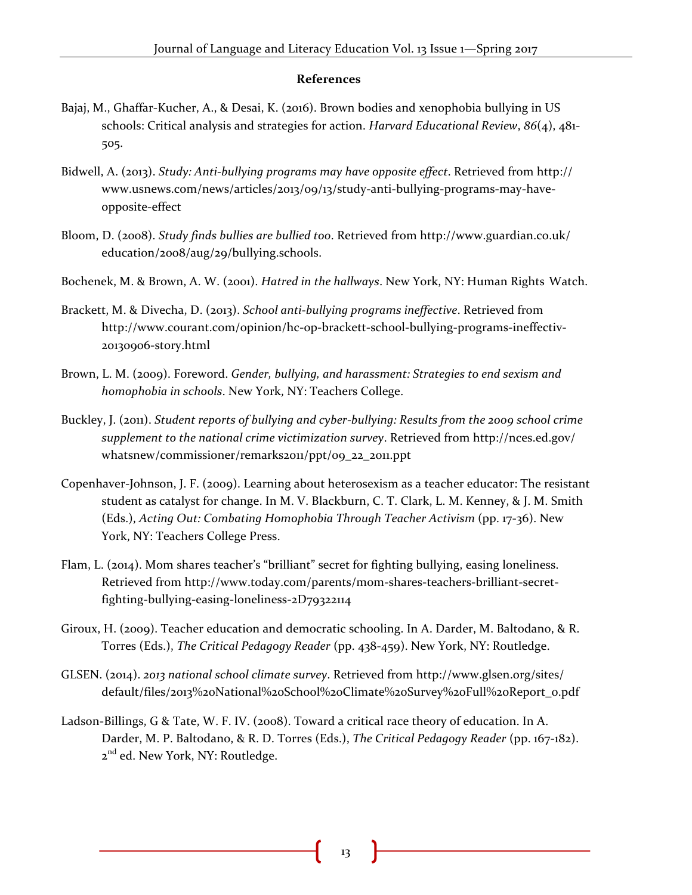**References**

Bajaj, M., Ghaffar-Kucher, A., & Desai, K. (2016). Brown bodies and xenophobia bullying in US schools: Critical analysis and strategies for action. *Harvard Educational Review*, *86*(4), 481-505.

Bidwell, A. (2013). *Study: Anti-bullying programs may have opposite effect*. Retrieved from http://www.usnews.com/news/articles/2013/09/13/study-anti-bullying-programs-may-have-opposite-effect

Bloom, D. (2008). *Study finds bullies are bullied too*. Retrieved from http://www.guardian.co.uk/education/2008/aug/29/bullying.schools.

Bochenek, M. & Brown, A. W. (2001). *Hatred in the hallways*. New York, NY: Human Rights Watch.

Brackett, M. & Divecha, D. (2013). *School anti-bullying programs ineffective*. Retrieved from http://www.courant.com/opinion/hc-op-brackett-school-bullying-programs-ineffectiv-20130906-story.html

Brown, L. M. (2009). Foreword. *Gender, bullying, and harassment: Strategies to end sexism and homophobia in schools*. New York, NY: Teachers College.

Buckley, J. (2011). *Student reports of bullying and cyber-bullying: Results from the 2009 school crime supplement to the national crime victimization survey*. Retrieved from http://nces.ed.gov/whatsnew/commissioner/remarks2011/ppt/09_22_2011.ppt

Copenhaver-Johnson, J. F. (2009). Learning about heterosexism as a teacher educator: The resistant student as catalyst for change. In M. V. Blackburn, C. T. Clark, L. M. Kenney, & J. M. Smith (Eds.), *Acting Out: Combating Homophobia Through Teacher Activism* (pp. 17-36). New York, NY: Teachers College Press.

Flam, L. (2014). Mom shares teacher's "brilliant" secret for fighting bullying, easing loneliness. Retrieved from http://www.today.com/parents/mom-shares-teachers-brilliant-secret-fighting-bullying-easing-loneliness-2D79322114

Giroux, H. (2009). Teacher education and democratic schooling. In A. Darder, M. Baltodano, & R. Torres (Eds.), *The Critical Pedagogy Reader* (pp. 438-459). New York, NY: Routledge.

GLSEN. (2014). *2013 national school climate survey*. Retrieved from http://www.glsen.org/sites/default/files/2013%20National%20School%20Climate%20Survey%20Full%20Report_0.pdf

Ladson-Billings, G & Tate, W. F. IV. (2008). Toward a critical race theory of education. In A. Darder, M. P. Baltodano, & R. D. Torres (Eds.), *The Critical Pedagogy Reader* (pp. 167-182). 2nd ed. New York, NY: Routledge.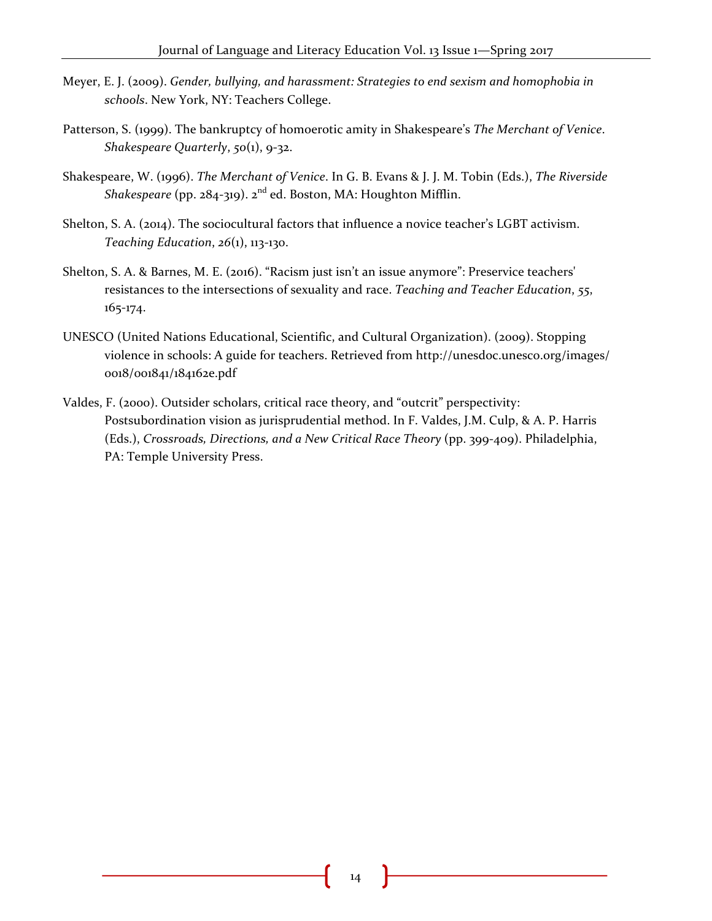Meyer, E. J. (2009). *Gender, bullying, and harassment: Strategies to end sexism and homophobia in schools*. New York, NY: Teachers College.

Patterson, S. (1999). The bankruptcy of homoerotic amity in Shakespeare's *The Merchant of Venice*. *Shakespeare Quarterly*, *50*(1), 9-32.

Shakespeare, W. (1996). *The Merchant of Venice*. In G. B. Evans & J. J. M. Tobin (Eds.), *The Riverside Shakespeare* (pp. 284-319). 2nd ed. Boston, MA: Houghton Mifflin.

Shelton, S. A. (2014). The sociocultural factors that influence a novice teacher's LGBT activism. *Teaching Education*, *26*(1), 113-130.

Shelton, S. A. & Barnes, M. E. (2016). "Racism just isn't an issue anymore": Preservice teachers' resistances to the intersections of sexuality and race. *Teaching and Teacher Education*, *55*, 165-174.

UNESCO (United Nations Educational, Scientific, and Cultural Organization). (2009). Stopping violence in schools: A guide for teachers. Retrieved from http://unesdoc.unesco.org/images/0018/001841/184162e.pdf

Valdes, F. (2000). Outsider scholars, critical race theory, and "outcrit" perspectivity: Postsubordination vision as jurisprudential method. In F. Valdes, J.M. Culp, & A. P. Harris (Eds.), *Crossroads, Directions, and a New Critical Race Theory* (pp. 399-409). Philadelphia, PA: Temple University Press.